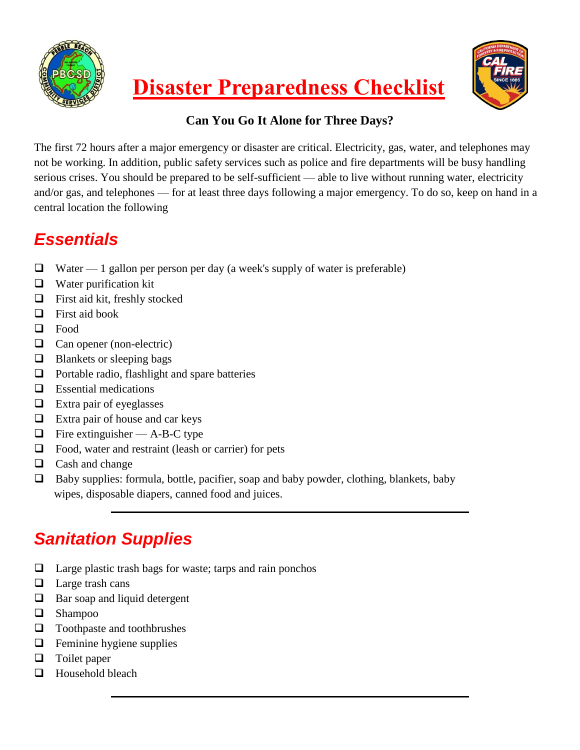# Disaster Preparedness Checklist

**Can You Go It Alone for Three Days?**

The first 72 hours after a major emergency or disaster are critical. Electricity, gas, water, and telephones may not be working. In addition, public safety services such as police and fire departments will be busy handling serious crises. You should be prepared to be self-sufficient — able to live without running water, electricity and/or gas, and telephones — for at least three days following a major emergency. To do so, keep on hand in a central location the following

## *Essentials*

- ❑ Water — 1 gallon per person per day (a week's supply of water is preferable)
- ❑ Water purification kit
- ❑ First aid kit, freshly stocked
- ❑ First aid book
- ❑ Food
- ❑ Can opener (non-electric)
- ❑ Blankets or sleeping bags
- ❑ Portable radio, flashlight and spare batteries
- ❑ Essential medications
- ❑ Extra pair of eyeglasses
- ❑ Extra pair of house and car keys
- ❑ Fire extinguisher — A-B-C type
- ❑ Food, water and restraint (leash or carrier) for pets
- ❑ Cash and change
- ❑ Baby supplies: formula, bottle, pacifier, soap and baby powder, clothing, blankets, baby wipes, disposable diapers, canned food and juices.

---

## *Sanitation Supplies*

- ❑ Large plastic trash bags for waste; tarps and rain ponchos
- ❑ Large trash cans
- ❑ Bar soap and liquid detergent
- ❑ Shampoo
- ❑ Toothpaste and toothbrushes
- ❑ Feminine hygiene supplies
- ❑ Toilet paper
- ❑ Household bleach

---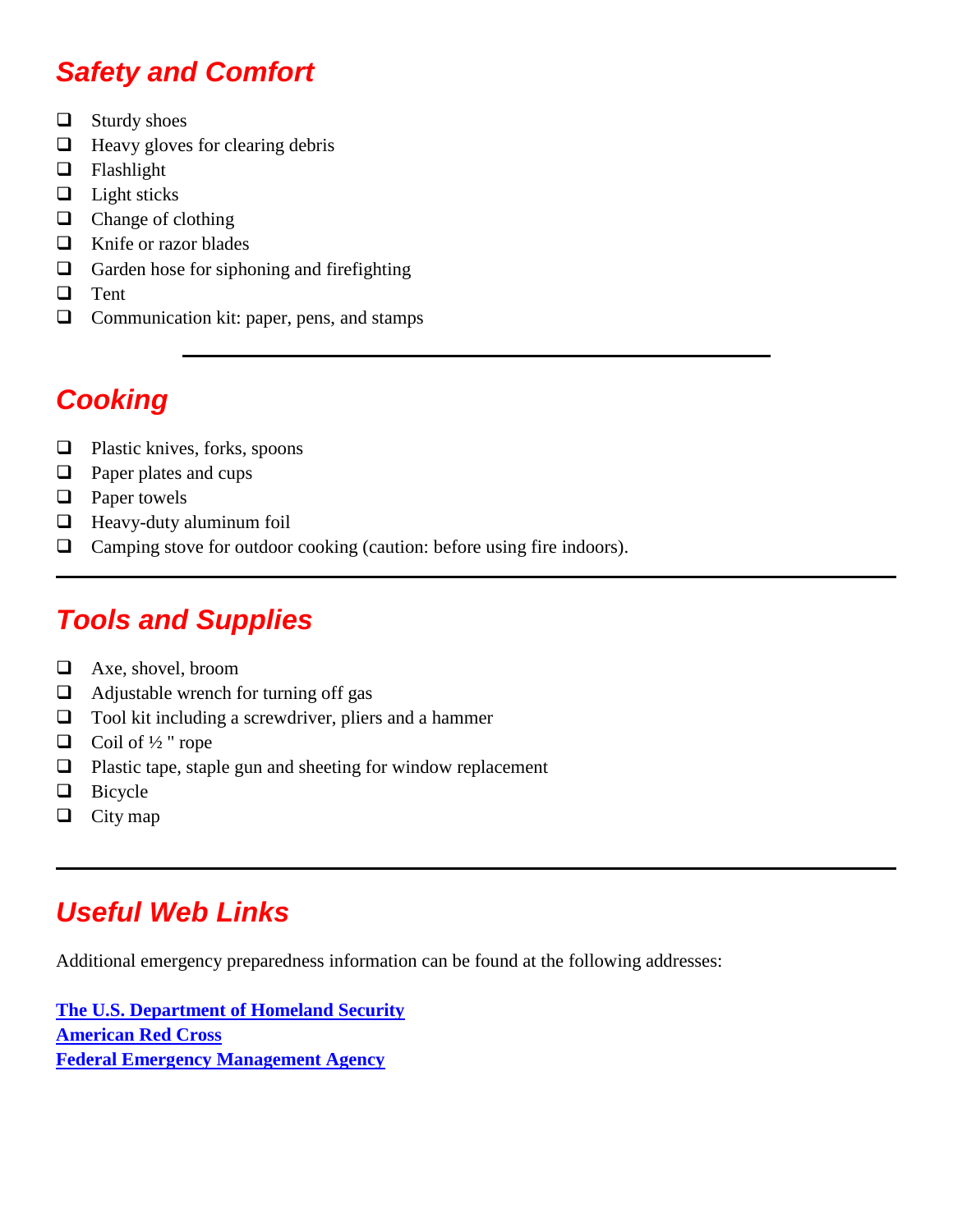## Safety and Comfort

- ❑ Sturdy shoes
- ❑ Heavy gloves for clearing debris
- ❑ Flashlight
- ❑ Light sticks
- ❑ Change of clothing
- ❑ Knife or razor blades
- ❑ Garden hose for siphoning and firefighting
- ❑ Tent
- ❑ Communication kit: paper, pens, and stamps

---

## Cooking

- ❑ Plastic knives, forks, spoons
- ❑ Paper plates and cups
- ❑ Paper towels
- ❑ Heavy-duty aluminum foil
- ❑ Camping stove for outdoor cooking (caution: before using fire indoors).

---

## Tools and Supplies

- ❑ Axe, shovel, broom
- ❑ Adjustable wrench for turning off gas
- ❑ Tool kit including a screwdriver, pliers and a hammer
- ❑ Coil of ½ " rope
- ❑ Plastic tape, staple gun and sheeting for window replacement
- ❑ Bicycle
- ❑ City map

---

## Useful Web Links

Additional emergency preparedness information can be found at the following addresses:

**The U.S. Department of Homeland Security**
**American Red Cross**
**Federal Emergency Management Agency**